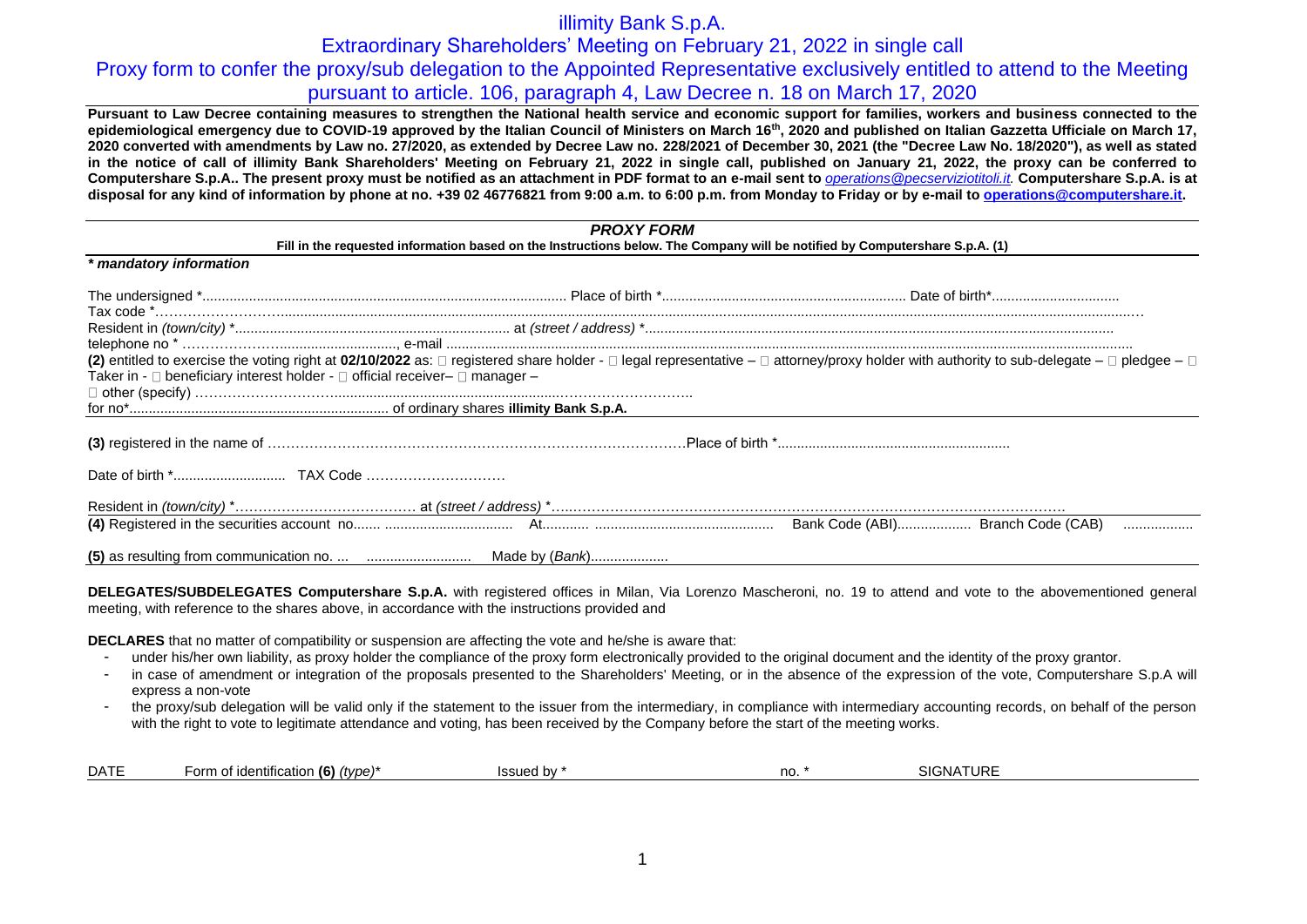# illimity Bank S.p.A.

## Extraordinary Shareholders' Meeting on February 21, 2022 in single call

## Proxy form to confer the proxy/sub delegation to the Appointed Representative exclusively entitled to attend to the Meeting pursuant to article. 106, paragraph 4, Law Decree n. 18 on March 17, 2020

**Pursuant to Law Decree containing measures to strengthen the National health service and economic support for families, workers and business connected to the epidemiological emergency due to COVID-19 approved by the Italian Council of Ministers on March 16th, 2020 and published on Italian Gazzetta Ufficiale on March 17, 2020 converted with amendments by Law no. 27/2020, as extended by Decree Law no. 228/2021 of December 30, 2021 (the "Decree Law No. 18/2020"), as well as stated in the notice of call of illimity Bank Shareholders' Meeting on February 21, 2022 in single call, published on January 21, 2022, the proxy can be conferred to Computershare S.p.A.. The present proxy must be notified as an attachment in PDF format to an e-mail sent to *operations@pecserviziotitoli.it.* Computershare S.p.A. is at disposal for any kind of information by phone at no. +39 02 46776821 from 9:00 a.m. to 6:00 p.m. from Monday to Friday or by e-mail to operations@computershare.it.**

### *PROXY FORM*

**Fill in the requested information based on the Instructions below. The Company will be notified by Computershare S.p.A. (1)**

***\* mandatory information***

The undersigned \*................................................................................................ Place of birth \*............................................................... Date of birth\*.................................

Tax code \*…………………….............................................................................................................................................................................................................................…

Resident in *(town/city)* \*....................................................................... at *(street / address)* \*.........................................................................................................................

telephone no \* ………………................................, e-mail ..................................................................................................................................................................................

**(2)** entitled to exercise the voting right at **02/10/2022** as: □ registered share holder - □ legal representative – □ attorney/proxy holder with authority to sub-delegate – □ pledgee – □ Taker in - □ beneficiary interest holder - □ official receiver– □ manager –

□ other (specify) ………………………..............................................................……………………..

for no\*.................................................................... of ordinary shares **illimity Bank S.p.A.**

**(3)** registered in the name of ………………………………………………………………………………Place of birth \*............................................................

Date of birth \*............................ TAX Code …………………………

Resident in *(town/city)* \*………………………………… at *(street / address)* \*…..……………………………………………………………………………………………….

**(4)** Registered in the securities account no....... ................................ At........... ............................................. Bank Code (ABI).................. Branch Code (CAB) .................

**(5)** as resulting from communication no. ... .......................... Made by (*Bank*)....................

**DELEGATES/SUBDELEGATES Computershare S.p.A.** with registered offices in Milan, Via Lorenzo Mascheroni, no. 19 to attend and vote to the abovementioned general meeting, with reference to the shares above, in accordance with the instructions provided and

**DECLARES** that no matter of compatibility or suspension are affecting the vote and he/she is aware that:

- under his/her own liability, as proxy holder the compliance of the proxy form electronically provided to the original document and the identity of the proxy grantor.
- in case of amendment or integration of the proposals presented to the Shareholders' Meeting, or in the absence of the expression of the vote, Computershare S.p.A will express a non-vote
- the proxy/sub delegation will be valid only if the statement to the issuer from the intermediary, in compliance with intermediary accounting records, on behalf of the person with the right to vote to legitimate attendance and voting, has been received by the Company before the start of the meeting works.

| DATE | Form of identification **(6)** *(type)*\* | Issued by \* | no. \* | SIGNATURE |
|---|---|---|---|---|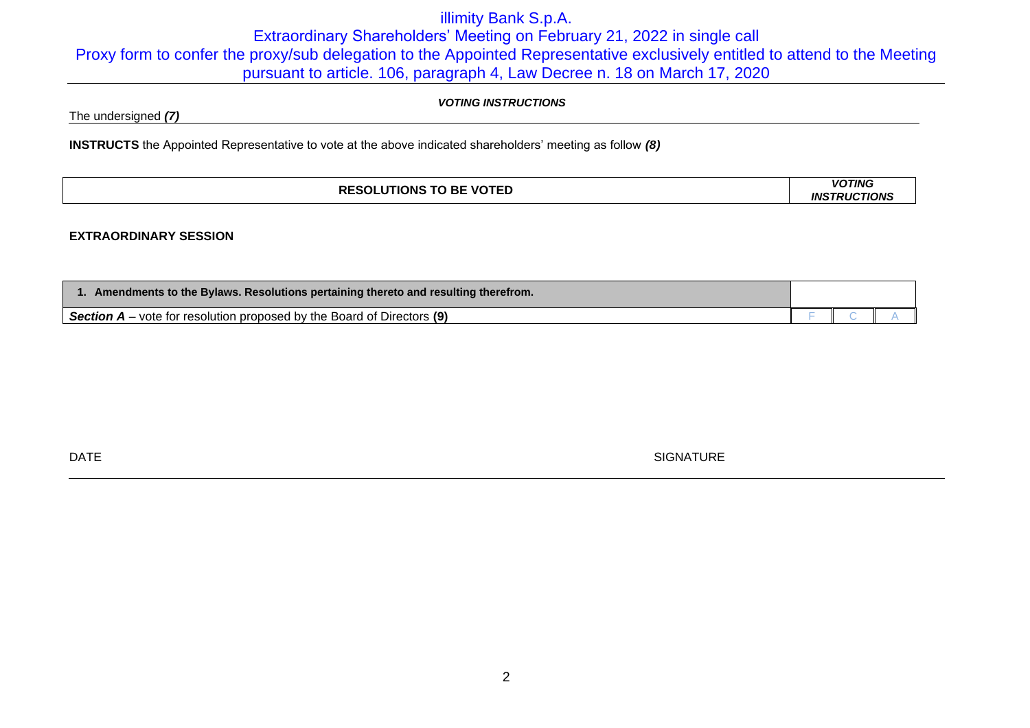illimity Bank S.p.A.

Extraordinary Shareholders' Meeting on February 21, 2022 in single call

Proxy form to confer the proxy/sub delegation to the Appointed Representative exclusively entitled to attend to the Meeting pursuant to article. 106, paragraph 4, Law Decree n. 18 on March 17, 2020

***VOTING INSTRUCTIONS***

The undersigned ***(7)***

**INSTRUCTS** the Appointed Representative to vote at the above indicated shareholders' meeting as follow ***(8)***

| **RESOLUTIONS TO BE VOTED** | ***VOTING INSTRUCTIONS*** | | |
|---|---|---|---|

**EXTRAORDINARY SESSION**

| **1. Amendments to the Bylaws. Resolutions pertaining thereto and resulting therefrom.** | | | |
|---|---|---|---|
| ***Section A*** – vote for resolution proposed by the Board of Directors **(9)** | F | C | A |

DATE

SIGNATURE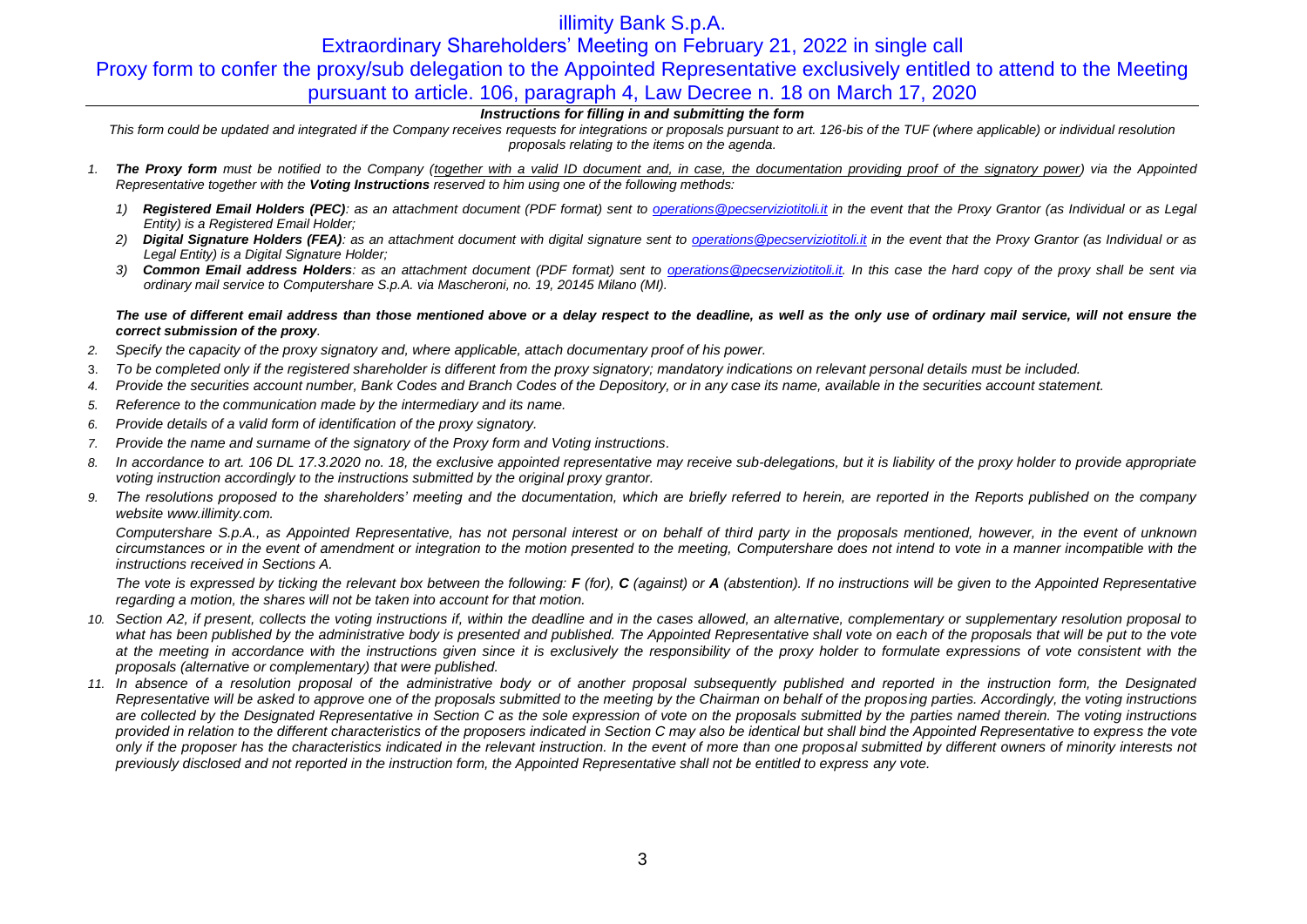# illimity Bank S.p.A.

## Extraordinary Shareholders' Meeting on February 21, 2022 in single call

## Proxy form to confer the proxy/sub delegation to the Appointed Representative exclusively entitled to attend to the Meeting pursuant to article. 106, paragraph 4, Law Decree n. 18 on March 17, 2020

### *Instructions for filling in and submitting the form*

*This form could be updated and integrated if the Company receives requests for integrations or proposals pursuant to art. 126-bis of the TUF (where applicable) or individual resolution proposals relating to the items on the agenda.*

1. ***The Proxy form** must be notified to the Company (together with a valid ID document and, in case, the documentation providing proof of the signatory power) via the Appointed Representative together with the **Voting Instructions** reserved to him using one of the following methods:*
   1) ***Registered Email Holders (PEC)**: as an attachment document (PDF format) sent to operations@pecserviziotitoli.it in the event that the Proxy Grantor (as Individual or as Legal Entity) is a Registered Email Holder;*
   2) ***Digital Signature Holders (FEA)**: as an attachment document with digital signature sent to operations@pecserviziotitoli.it in the event that the Proxy Grantor (as Individual or as Legal Entity) is a Digital Signature Holder;*
   3) ***Common Email address Holders**: as an attachment document (PDF format) sent to operations@pecserviziotitoli.it. In this case the hard copy of the proxy shall be sent via ordinary mail service to Computershare S.p.A. via Mascheroni, no. 19, 20145 Milano (MI).*

   ***The use of different email address than those mentioned above or a delay respect to the deadline, as well as the only use of ordinary mail service, will not ensure the correct submission of the proxy**.*

2. *Specify the capacity of the proxy signatory and, where applicable, attach documentary proof of his power.*
3. *To be completed only if the registered shareholder is different from the proxy signatory; mandatory indications on relevant personal details must be included.*
4. *Provide the securities account number, Bank Codes and Branch Codes of the Depository, or in any case its name, available in the securities account statement.*
5. *Reference to the communication made by the intermediary and its name.*
6. *Provide details of a valid form of identification of the proxy signatory.*
7. *Provide the name and surname of the signatory of the Proxy form and Voting instructions.*
8. *In accordance to art. 106 DL 17.3.2020 no. 18, the exclusive appointed representative may receive sub-delegations, but it is liability of the proxy holder to provide appropriate voting instruction accordingly to the instructions submitted by the original proxy grantor.*
9. *The resolutions proposed to the shareholders' meeting and the documentation, which are briefly referred to herein, are reported in the Reports published on the company website www.illimity.com.*

   *Computershare S.p.A., as Appointed Representative, has not personal interest or on behalf of third party in the proposals mentioned, however, in the event of unknown circumstances or in the event of amendment or integration to the motion presented to the meeting, Computershare does not intend to vote in a manner incompatible with the instructions received in Sections A.*

   *The vote is expressed by ticking the relevant box between the following: **F** (for), **C** (against) or **A** (abstention). If no instructions will be given to the Appointed Representative regarding a motion, the shares will not be taken into account for that motion.*

10. *Section A2, if present, collects the voting instructions if, within the deadline and in the cases allowed, an alternative, complementary or supplementary resolution proposal to what has been published by the administrative body is presented and published. The Appointed Representative shall vote on each of the proposals that will be put to the vote at the meeting in accordance with the instructions given since it is exclusively the responsibility of the proxy holder to formulate expressions of vote consistent with the proposals (alternative or complementary) that were published.*
11. *In absence of a resolution proposal of the administrative body or of another proposal subsequently published and reported in the instruction form, the Designated Representative will be asked to approve one of the proposals submitted to the meeting by the Chairman on behalf of the proposing parties. Accordingly, the voting instructions are collected by the Designated Representative in Section C as the sole expression of vote on the proposals submitted by the parties named therein. The voting instructions provided in relation to the different characteristics of the proposers indicated in Section C may also be identical but shall bind the Appointed Representative to express the vote only if the proposer has the characteristics indicated in the relevant instruction. In the event of more than one proposal submitted by different owners of minority interests not previously disclosed and not reported in the instruction form, the Appointed Representative shall not be entitled to express any vote.*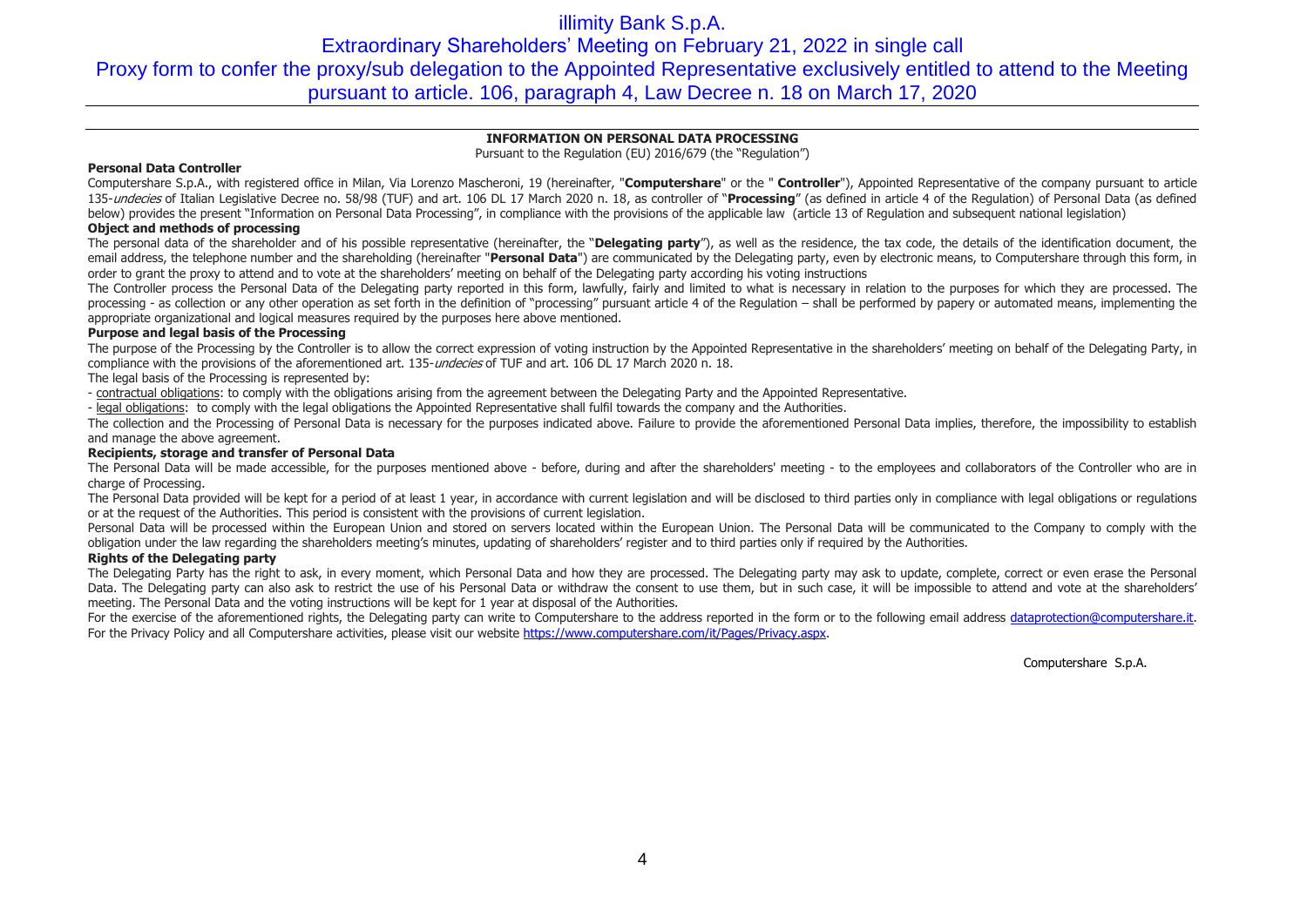# illimity Bank S.p.A.

## Extraordinary Shareholders' Meeting on February 21, 2022 in single call

## Proxy form to confer the proxy/sub delegation to the Appointed Representative exclusively entitled to attend to the Meeting pursuant to article. 106, paragraph 4, Law Decree n. 18 on March 17, 2020

---

### INFORMATION ON PERSONAL DATA PROCESSING

Pursuant to the Regulation (EU) 2016/679 (the "Regulation")

**Personal Data Controller**

Computershare S.p.A., with registered office in Milan, Via Lorenzo Mascheroni, 19 (hereinafter, "**Computershare**" or the " **Controller**"), Appointed Representative of the company pursuant to article 135-*undecies* of Italian Legislative Decree no. 58/98 (TUF) and art. 106 DL 17 March 2020 n. 18, as controller of "**Processing**" (as defined in article 4 of the Regulation) of Personal Data (as defined below) provides the present "Information on Personal Data Processing", in compliance with the provisions of the applicable law (article 13 of Regulation and subsequent national legislation)

**Object and methods of processing**

The personal data of the shareholder and of his possible representative (hereinafter, the "**Delegating party**"), as well as the residence, the tax code, the details of the identification document, the email address, the telephone number and the shareholding (hereinafter "**Personal Data**") are communicated by the Delegating party, even by electronic means, to Computershare through this form, in order to grant the proxy to attend and to vote at the shareholders' meeting on behalf of the Delegating party according his voting instructions

The Controller process the Personal Data of the Delegating party reported in this form, lawfully, fairly and limited to what is necessary in relation to the purposes for which they are processed. The processing - as collection or any other operation as set forth in the definition of "processing" pursuant article 4 of the Regulation – shall be performed by papery or automated means, implementing the appropriate organizational and logical measures required by the purposes here above mentioned.

**Purpose and legal basis of the Processing**

The purpose of the Processing by the Controller is to allow the correct expression of voting instruction by the Appointed Representative in the shareholders' meeting on behalf of the Delegating Party, in compliance with the provisions of the aforementioned art. 135-*undecies* of TUF and art. 106 DL 17 March 2020 n. 18.

The legal basis of the Processing is represented by:

- contractual obligations: to comply with the obligations arising from the agreement between the Delegating Party and the Appointed Representative.
- legal obligations: to comply with the legal obligations the Appointed Representative shall fulfil towards the company and the Authorities.

The collection and the Processing of Personal Data is necessary for the purposes indicated above. Failure to provide the aforementioned Personal Data implies, therefore, the impossibility to establish and manage the above agreement.

**Recipients, storage and transfer of Personal Data**

The Personal Data will be made accessible, for the purposes mentioned above - before, during and after the shareholders' meeting - to the employees and collaborators of the Controller who are in charge of Processing.

The Personal Data provided will be kept for a period of at least 1 year, in accordance with current legislation and will be disclosed to third parties only in compliance with legal obligations or regulations or at the request of the Authorities. This period is consistent with the provisions of current legislation.

Personal Data will be processed within the European Union and stored on servers located within the European Union. The Personal Data will be communicated to the Company to comply with the obligation under the law regarding the shareholders meeting's minutes, updating of shareholders' register and to third parties only if required by the Authorities.

**Rights of the Delegating party**

The Delegating Party has the right to ask, in every moment, which Personal Data and how they are processed. The Delegating party may ask to update, complete, correct or even erase the Personal Data. The Delegating party can also ask to restrict the use of his Personal Data or withdraw the consent to use them, but in such case, it will be impossible to attend and vote at the shareholders' meeting. The Personal Data and the voting instructions will be kept for 1 year at disposal of the Authorities.

For the exercise of the aforementioned rights, the Delegating party can write to Computershare to the address reported in the form or to the following email address dataprotection@computershare.it. For the Privacy Policy and all Computershare activities, please visit our website https://www.computershare.com/it/Pages/Privacy.aspx.

Computershare S.p.A.